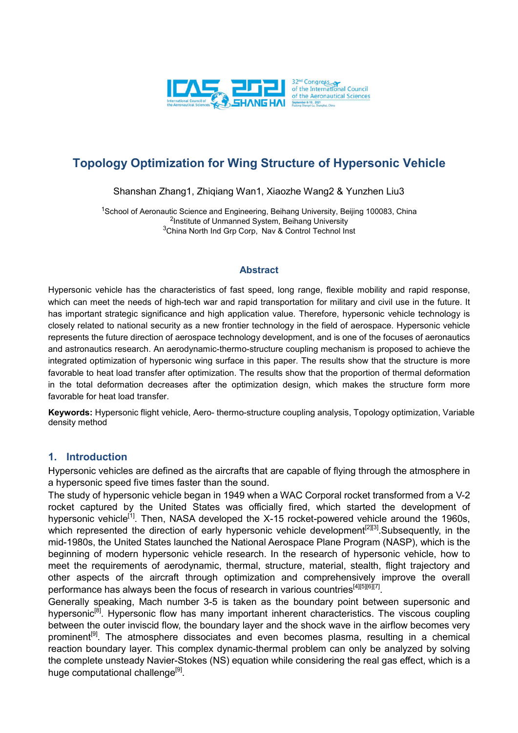# Topology Optimization for Wing Structure of Hypersonic Vehicle

Shanshan Zhang1, Zhiqiang Wan1, Xiaozhe Wang2 & Yunzhen Liu3

[1]School of Aeronautic Science and Engineering, Beihang University, Beijing 100083, China
[2]Institute of Unmanned System, Beihang University
[3]China North Ind Grp Corp, Nav & Control Technol Inst

## Abstract

Hypersonic vehicle has the characteristics of fast speed, long range, flexible mobility and rapid response, which can meet the needs of high-tech war and rapid transportation for military and civil use in the future. It has important strategic significance and high application value. Therefore, hypersonic vehicle technology is closely related to national security as a new frontier technology in the field of aerospace. Hypersonic vehicle represents the future direction of aerospace technology development, and is one of the focuses of aeronautics and astronautics research. An aerodynamic-thermo-structure coupling mechanism is proposed to achieve the integrated optimization of hypersonic wing surface in this paper. The results show that the structure is more favorable to heat load transfer after optimization. The results show that the proportion of thermal deformation in the total deformation decreases after the optimization design, which makes the structure form more favorable for heat load transfer.

**Keywords:** Hypersonic flight vehicle, Aero- thermo-structure coupling analysis, Topology optimization, Variable density method

## 1. Introduction

Hypersonic vehicles are defined as the aircrafts that are capable of flying through the atmosphere in a hypersonic speed five times faster than the sound.

The study of hypersonic vehicle began in 1949 when a WAC Corporal rocket transformed from a V-2 rocket captured by the United States was officially fired, which started the development of hypersonic vehicle[1]. Then, NASA developed the X-15 rocket-powered vehicle around the 1960s, which represented the direction of early hypersonic vehicle development[2][3].Subsequently, in the mid-1980s, the United States launched the National Aerospace Plane Program (NASP), which is the beginning of modern hypersonic vehicle research. In the research of hypersonic vehicle, how to meet the requirements of aerodynamic, thermal, structure, material, stealth, flight trajectory and other aspects of the aircraft through optimization and comprehensively improve the overall performance has always been the focus of research in various countries[4][5][6][7].

Generally speaking, Mach number 3-5 is taken as the boundary point between supersonic and hypersonic[8]. Hypersonic flow has many important inherent characteristics. The viscous coupling between the outer inviscid flow, the boundary layer and the shock wave in the airflow becomes very prominent[9]. The atmosphere dissociates and even becomes plasma, resulting in a chemical reaction boundary layer. This complex dynamic-thermal problem can only be analyzed by solving the complete unsteady Navier-Stokes (NS) equation while considering the real gas effect, which is a huge computational challenge[9].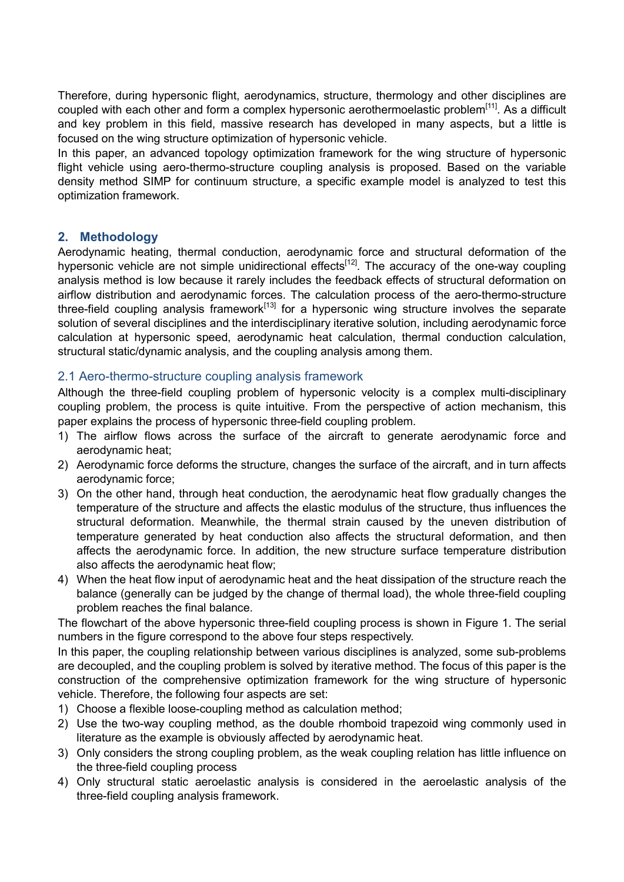Therefore, during hypersonic flight, aerodynamics, structure, thermology and other disciplines are coupled with each other and form a complex hypersonic aerothermoelastic problem[11]. As a difficult and key problem in this field, massive research has developed in many aspects, but a little is focused on the wing structure optimization of hypersonic vehicle.

In this paper, an advanced topology optimization framework for the wing structure of hypersonic flight vehicle using aero-thermo-structure coupling analysis is proposed. Based on the variable density method SIMP for continuum structure, a specific example model is analyzed to test this optimization framework.

## 2. Methodology

Aerodynamic heating, thermal conduction, aerodynamic force and structural deformation of the hypersonic vehicle are not simple unidirectional effects[12]. The accuracy of the one-way coupling analysis method is low because it rarely includes the feedback effects of structural deformation on airflow distribution and aerodynamic forces. The calculation process of the aero-thermo-structure three-field coupling analysis framework[13] for a hypersonic wing structure involves the separate solution of several disciplines and the interdisciplinary iterative solution, including aerodynamic force calculation at hypersonic speed, aerodynamic heat calculation, thermal conduction calculation, structural static/dynamic analysis, and the coupling analysis among them.

### 2.1 Aero-thermo-structure coupling analysis framework

Although the three-field coupling problem of hypersonic velocity is a complex multi-disciplinary coupling problem, the process is quite intuitive. From the perspective of action mechanism, this paper explains the process of hypersonic three-field coupling problem.

1) The airflow flows across the surface of the aircraft to generate aerodynamic force and aerodynamic heat;
2) Aerodynamic force deforms the structure, changes the surface of the aircraft, and in turn affects aerodynamic force;
3) On the other hand, through heat conduction, the aerodynamic heat flow gradually changes the temperature of the structure and affects the elastic modulus of the structure, thus influences the structural deformation. Meanwhile, the thermal strain caused by the uneven distribution of temperature generated by heat conduction also affects the structural deformation, and then affects the aerodynamic force. In addition, the new structure surface temperature distribution also affects the aerodynamic heat flow;
4) When the heat flow input of aerodynamic heat and the heat dissipation of the structure reach the balance (generally can be judged by the change of thermal load), the whole three-field coupling problem reaches the final balance.

The flowchart of the above hypersonic three-field coupling process is shown in Figure 1. The serial numbers in the figure correspond to the above four steps respectively.

In this paper, the coupling relationship between various disciplines is analyzed, some sub-problems are decoupled, and the coupling problem is solved by iterative method. The focus of this paper is the construction of the comprehensive optimization framework for the wing structure of hypersonic vehicle. Therefore, the following four aspects are set:

1) Choose a flexible loose-coupling method as calculation method;
2) Use the two-way coupling method, as the double rhomboid trapezoid wing commonly used in literature as the example is obviously affected by aerodynamic heat.
3) Only considers the strong coupling problem, as the weak coupling relation has little influence on the three-field coupling process
4) Only structural static aeroelastic analysis is considered in the aeroelastic analysis of the three-field coupling analysis framework.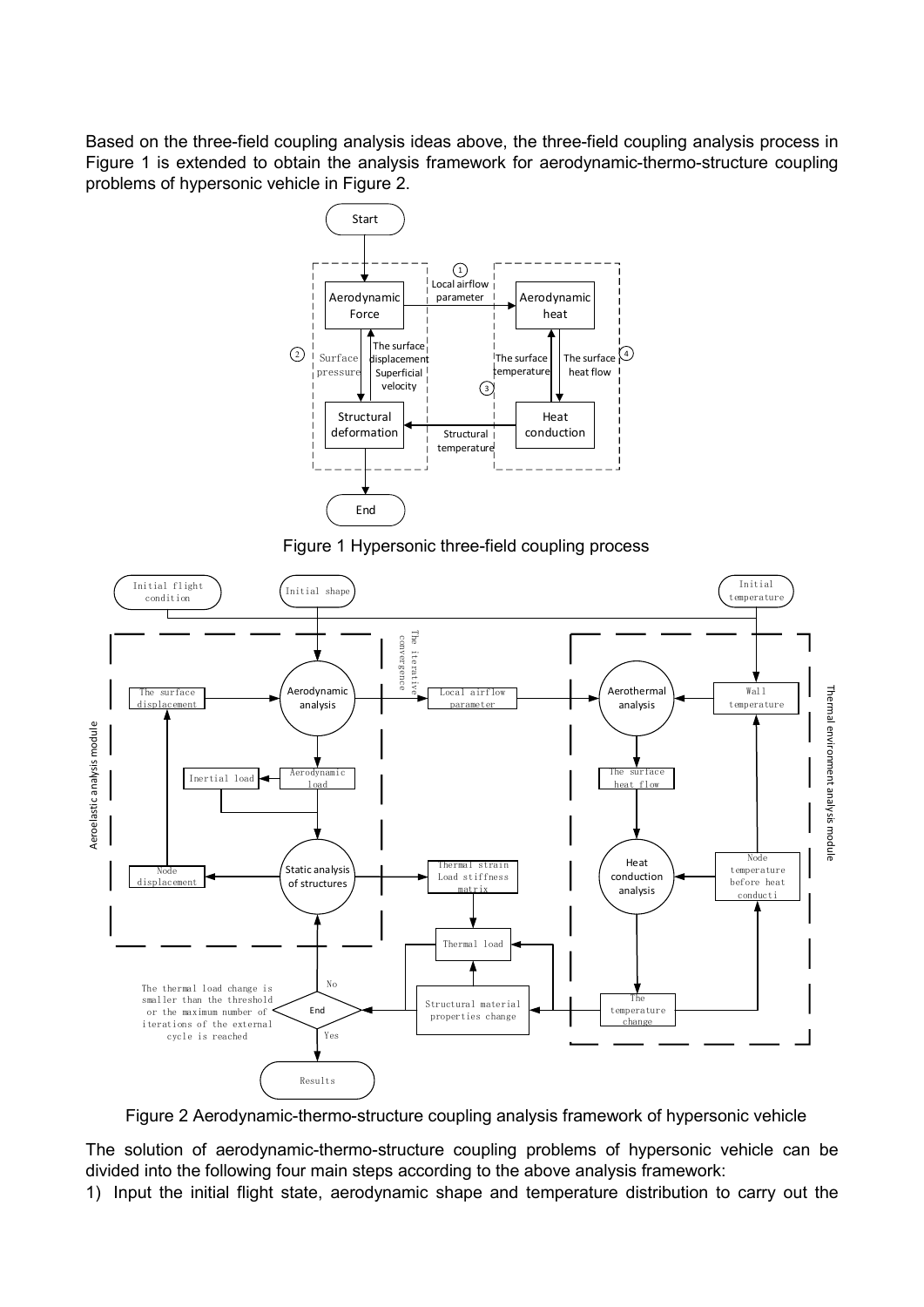Based on the three-field coupling analysis ideas above, the three-field coupling analysis process in Figure 1 is extended to obtain the analysis framework for aerodynamic-thermo-structure coupling problems of hypersonic vehicle in Figure 2.

Figure 1 Hypersonic three-field coupling process

Figure 2 Aerodynamic-thermo-structure coupling analysis framework of hypersonic vehicle

The solution of aerodynamic-thermo-structure coupling problems of hypersonic vehicle can be divided into the following four main steps according to the above analysis framework:

1) Input the initial flight state, aerodynamic shape and temperature distribution to carry out the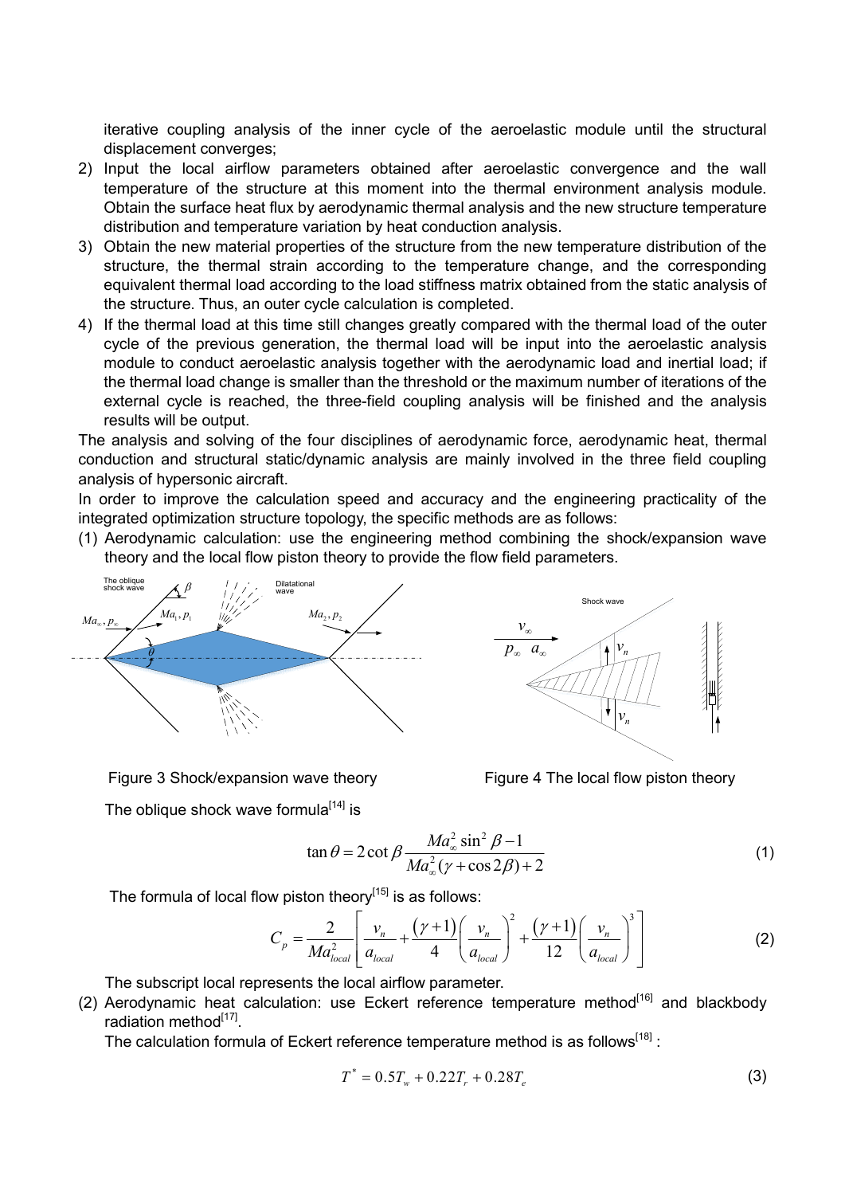iterative coupling analysis of the inner cycle of the aeroelastic module until the structural displacement converges;

2) Input the local airflow parameters obtained after aeroelastic convergence and the wall temperature of the structure at this moment into the thermal environment analysis module. Obtain the surface heat flux by aerodynamic thermal analysis and the new structure temperature distribution and temperature variation by heat conduction analysis.
3) Obtain the new material properties of the structure from the new temperature distribution of the structure, the thermal strain according to the temperature change, and the corresponding equivalent thermal load according to the load stiffness matrix obtained from the static analysis of the structure. Thus, an outer cycle calculation is completed.
4) If the thermal load at this time still changes greatly compared with the thermal load of the outer cycle of the previous generation, the thermal load will be input into the aeroelastic analysis module to conduct aeroelastic analysis together with the aerodynamic load and inertial load; if the thermal load change is smaller than the threshold or the maximum number of iterations of the external cycle is reached, the three-field coupling analysis will be finished and the analysis results will be output.

The analysis and solving of the four disciplines of aerodynamic force, aerodynamic heat, thermal conduction and structural static/dynamic analysis are mainly involved in the three field coupling analysis of hypersonic aircraft.

In order to improve the calculation speed and accuracy and the engineering practicality of the integrated optimization structure topology, the specific methods are as follows:

(1) Aerodynamic calculation: use the engineering method combining the shock/expansion wave theory and the local flow piston theory to provide the flow field parameters.

Figure 3 Shock/expansion wave theory

Figure 4 The local flow piston theory

The oblique shock wave formula[14] is

$$\tan\theta = 2\cot\beta \frac{Ma_\infty^2 \sin^2\beta - 1}{Ma_\infty^2(\gamma + \cos 2\beta) + 2} \tag{1}$$

The formula of local flow piston theory[15] is as follows:

$$C_p = \frac{2}{Ma_{local}^2}\left[\frac{v_n}{a_{local}} + \frac{(\gamma+1)}{4}\left(\frac{v_n}{a_{local}}\right)^2 + \frac{(\gamma+1)}{12}\left(\frac{v_n}{a_{local}}\right)^3\right] \tag{2}$$

The subscript local represents the local airflow parameter.

(2) Aerodynamic heat calculation: use Eckert reference temperature method[16] and blackbody radiation method[17].

The calculation formula of Eckert reference temperature method is as follows[18] :

$$T^* = 0.5T_w + 0.22T_r + 0.28T_e \tag{3}$$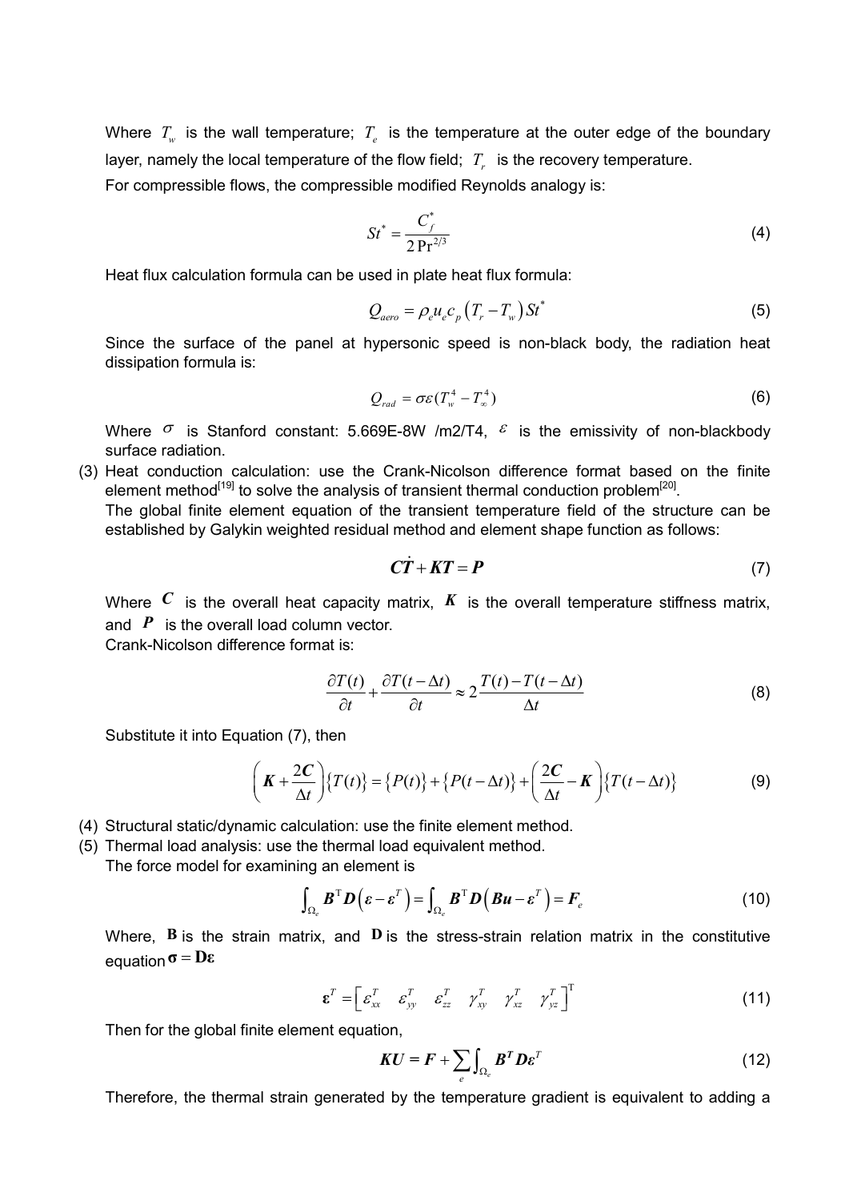Where $T_w$ is the wall temperature; $T_e$ is the temperature at the outer edge of the boundary layer, namely the local temperature of the flow field; $T_r$ is the recovery temperature.

For compressible flows, the compressible modified Reynolds analogy is:

$$St^* = \frac{C_f^*}{2\,\mathrm{Pr}^{2/3}} \tag{4}$$

Heat flux calculation formula can be used in plate heat flux formula:

$$Q_{aero} = \rho_e u_e c_p \left(T_r - T_w\right) St^* \tag{5}$$

Since the surface of the panel at hypersonic speed is non-black body, the radiation heat dissipation formula is:

$$Q_{rad} = \sigma\varepsilon(T_w^4 - T_\infty^4) \tag{6}$$

Where $\sigma$ is Stanford constant: 5.669E-8W /m2/T4, $\varepsilon$ is the emissivity of non-blackbody surface radiation.

(3) Heat conduction calculation: use the Crank-Nicolson difference format based on the finite element method[19] to solve the analysis of transient thermal conduction problem[20].

The global finite element equation of the transient temperature field of the structure can be established by Galykin weighted residual method and element shape function as follows:

$$\boldsymbol{C}\dot{\boldsymbol{T}} + \boldsymbol{K}\boldsymbol{T} = \boldsymbol{P} \tag{7}$$

Where $\boldsymbol{C}$ is the overall heat capacity matrix, $\boldsymbol{K}$ is the overall temperature stiffness matrix, and $\boldsymbol{P}$ is the overall load column vector.

Crank-Nicolson difference format is:

$$\frac{\partial T(t)}{\partial t} + \frac{\partial T(t-\Delta t)}{\partial t} \approx 2\frac{T(t) - T(t-\Delta t)}{\Delta t} \tag{8}$$

Substitute it into Equation (7), then

$$\left(\boldsymbol{K} + \frac{2\boldsymbol{C}}{\Delta t}\right)\left\{T(t)\right\} = \left\{P(t)\right\} + \left\{P(t-\Delta t)\right\} + \left(\frac{2\boldsymbol{C}}{\Delta t} - \boldsymbol{K}\right)\left\{T(t-\Delta t)\right\} \tag{9}$$

(4) Structural static/dynamic calculation: use the finite element method.

(5) Thermal load analysis: use the thermal load equivalent method.

The force model for examining an element is

$$\int_{\Omega_e} \boldsymbol{B}^{\mathrm{T}}\boldsymbol{D}\left(\boldsymbol{\varepsilon} - \boldsymbol{\varepsilon}^T\right) = \int_{\Omega_e} \boldsymbol{B}^{\mathrm{T}}\boldsymbol{D}\left(\boldsymbol{B}\boldsymbol{u} - \boldsymbol{\varepsilon}^T\right) = \boldsymbol{F}_e \tag{10}$$

Where, $\mathbf{B}$ is the strain matrix, and $\mathbf{D}$ is the stress-strain relation matrix in the constitutive equation $\boldsymbol{\sigma} = \mathbf{D}\boldsymbol{\varepsilon}$

$$\boldsymbol{\varepsilon}^T = \begin{bmatrix} \varepsilon_{xx}^T & \varepsilon_{yy}^T & \varepsilon_{zz}^T & \gamma_{xy}^T & \gamma_{xz}^T & \gamma_{yz}^T \end{bmatrix}^{\mathrm{T}} \tag{11}$$

Then for the global finite element equation,

$$\boldsymbol{K}\boldsymbol{U} = \boldsymbol{F} + \sum_e \int_{\Omega_e} \boldsymbol{B}^T\boldsymbol{D}\boldsymbol{\varepsilon}^T \tag{12}$$

Therefore, the thermal strain generated by the temperature gradient is equivalent to adding a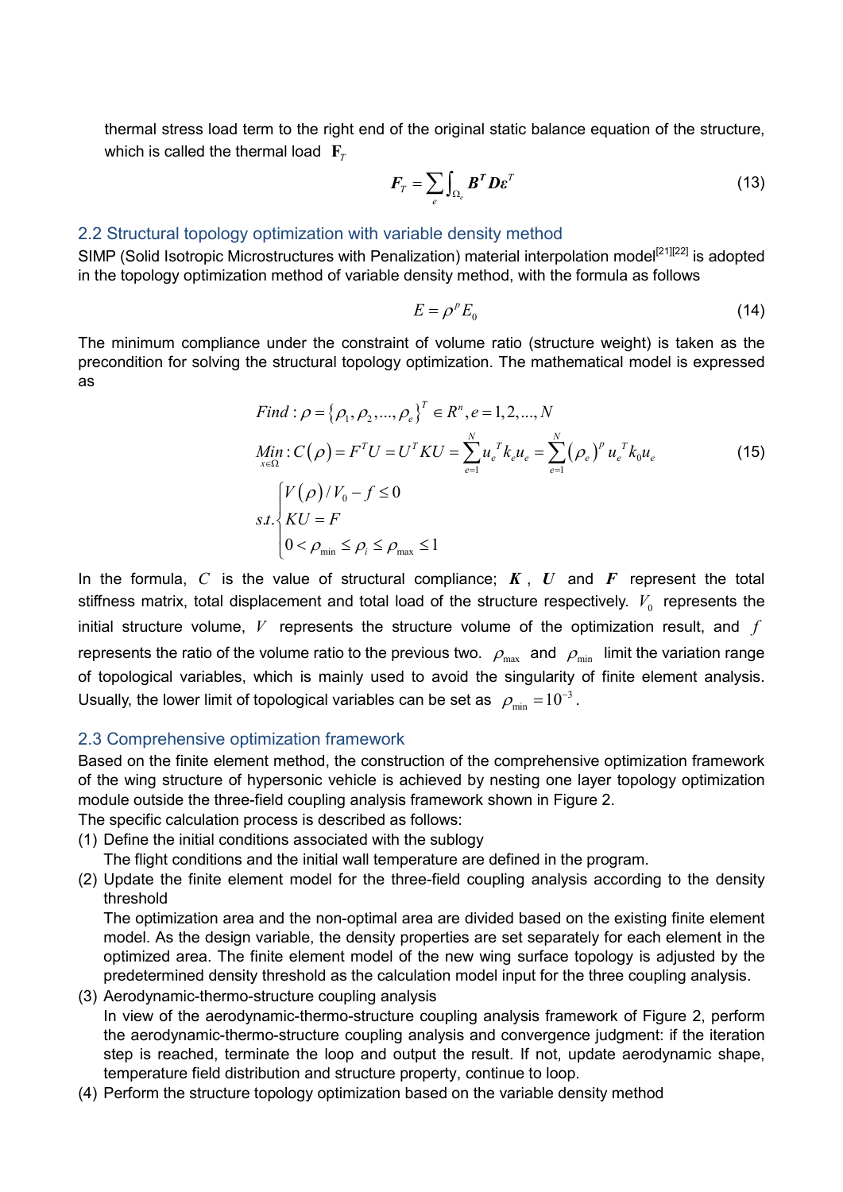thermal stress load term to the right end of the original static balance equation of the structure, which is called the thermal load $\mathbf{F}_T$

$$\boldsymbol{F}_T = \sum_e \int_{\Omega_e} \boldsymbol{B}^T \boldsymbol{D} \boldsymbol{\varepsilon}^T \tag{13}$$

## 2.2 Structural topology optimization with variable density method

SIMP (Solid Isotropic Microstructures with Penalization) material interpolation model[21][22] is adopted in the topology optimization method of variable density method, with the formula as follows

$$E = \rho^p E_0 \tag{14}$$

The minimum compliance under the constraint of volume ratio (structure weight) is taken as the precondition for solving the structural topology optimization. The mathematical model is expressed as

$$\begin{aligned}
&Find: \rho = \{\rho_1, \rho_2, ..., \rho_e\}^T \in R^n, e = 1,2,...,N \\
&\underset{x\in\Omega}{Min}: C(\rho) = F^T U = U^T K U = \sum_{e=1}^{N} {u_e}^T k_e u_e = \sum_{e=1}^{N} (\rho_e)^p {u_e}^T k_0 u_e \\
&s.t. \begin{cases} V(\rho)/V_0 - f \le 0 \\ KU = F \\ 0 < \rho_{\min} \le \rho_i \le \rho_{\max} \le 1 \end{cases}
\end{aligned} \tag{15}$$

In the formula, $C$ is the value of structural compliance; $\boldsymbol{K}$, $\boldsymbol{U}$ and $\boldsymbol{F}$ represent the total stiffness matrix, total displacement and total load of the structure respectively. $V_0$ represents the initial structure volume, $V$ represents the structure volume of the optimization result, and $f$ represents the ratio of the volume ratio to the previous two. $\rho_{\max}$ and $\rho_{\min}$ limit the variation range of topological variables, which is mainly used to avoid the singularity of finite element analysis. Usually, the lower limit of topological variables can be set as $\rho_{\min} = 10^{-3}$.

## 2.3 Comprehensive optimization framework

Based on the finite element method, the construction of the comprehensive optimization framework of the wing structure of hypersonic vehicle is achieved by nesting one layer topology optimization module outside the three-field coupling analysis framework shown in Figure 2.

The specific calculation process is described as follows:

(1) Define the initial conditions associated with the sublogy

The flight conditions and the initial wall temperature are defined in the program.

(2) Update the finite element model for the three-field coupling analysis according to the density threshold

The optimization area and the non-optimal area are divided based on the existing finite element model. As the design variable, the density properties are set separately for each element in the optimized area. The finite element model of the new wing surface topology is adjusted by the predetermined density threshold as the calculation model input for the three coupling analysis.

(3) Aerodynamic-thermo-structure coupling analysis

In view of the aerodynamic-thermo-structure coupling analysis framework of Figure 2, perform the aerodynamic-thermo-structure coupling analysis and convergence judgment: if the iteration step is reached, terminate the loop and output the result. If not, update aerodynamic shape, temperature field distribution and structure property, continue to loop.

(4) Perform the structure topology optimization based on the variable density method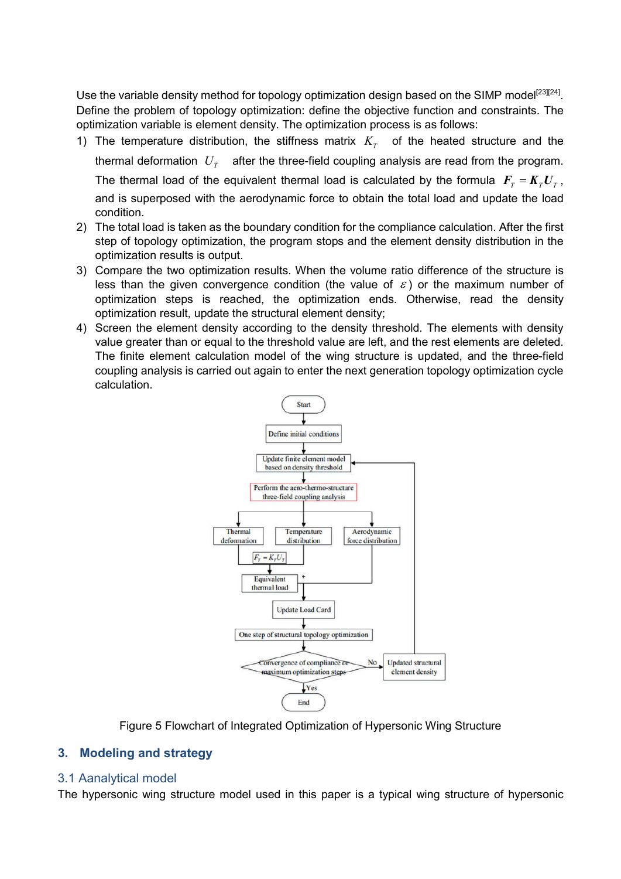Use the variable density method for topology optimization design based on the SIMP model[23][24]. Define the problem of topology optimization: define the objective function and constraints. The optimization variable is element density. The optimization process is as follows:

1) The temperature distribution, the stiffness matrix $K_T$ of the heated structure and the thermal deformation $U_T$ after the three-field coupling analysis are read from the program. The thermal load of the equivalent thermal load is calculated by the formula $\boldsymbol{F}_T = \boldsymbol{K}_T \boldsymbol{U}_T$, and is superposed with the aerodynamic force to obtain the total load and update the load condition.
2) The total load is taken as the boundary condition for the compliance calculation. After the first step of topology optimization, the program stops and the element density distribution in the optimization results is output.
3) Compare the two optimization results. When the volume ratio difference of the structure is less than the given convergence condition (the value of $\varepsilon$) or the maximum number of optimization steps is reached, the optimization ends. Otherwise, read the density optimization result, update the structural element density;
4) Screen the element density according to the density threshold. The elements with density value greater than or equal to the threshold value are left, and the rest elements are deleted. The finite element calculation model of the wing structure is updated, and the three-field coupling analysis is carried out again to enter the next generation topology optimization cycle calculation.

Start → Define initial conditions → Update finite element model based on density threshold → Perform the aero-thermo-structure three-field coupling analysis → Thermal deformation / Temperature distribution / Aerodynamic force distribution → $F_T = K_T U_T$ → Equivalent thermal load + Aerodynamic force distribution → Update Load Card → One step of structural topology optimization → Convergence of compliance or maximum optimization steps → Yes: End; No: Updated structural element density → Update finite element model based on density threshold

Figure 5 Flowchart of Integrated Optimization of Hypersonic Wing Structure

## 3. Modeling and strategy

### 3.1 Aanalytical model

The hypersonic wing structure model used in this paper is a typical wing structure of hypersonic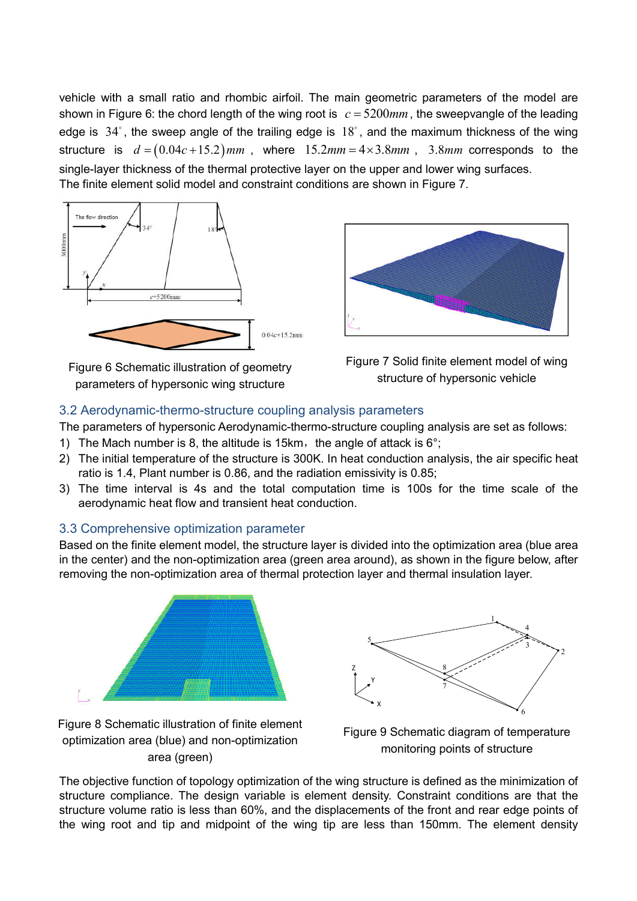vehicle with a small ratio and rhombic airfoil. The main geometric parameters of the model are shown in Figure 6: the chord length of the wing root is $c = 5200mm$, the sweepvangle of the leading edge is $34^{\circ}$, the sweep angle of the trailing edge is $18^{\circ}$, and the maximum thickness of the wing structure is $d = (0.04c + 15.2)mm$, where $15.2mm = 4 \times 3.8mm$, $3.8mm$ corresponds to the single-layer thickness of the thermal protective layer on the upper and lower wing surfaces.
The finite element solid model and constraint conditions are shown in Figure 7.

Figure 6 Schematic illustration of geometry parameters of hypersonic wing structure

Figure 7 Solid finite element model of wing structure of hypersonic vehicle

## 3.2 Aerodynamic-thermo-structure coupling analysis parameters

The parameters of hypersonic Aerodynamic-thermo-structure coupling analysis are set as follows:

1) The Mach number is 8, the altitude is 15km，the angle of attack is 6°;
2) The initial temperature of the structure is 300K. In heat conduction analysis, the air specific heat ratio is 1.4, Plant number is 0.86, and the radiation emissivity is 0.85;
3) The time interval is 4s and the total computation time is 100s for the time scale of the aerodynamic heat flow and transient heat conduction.

## 3.3 Comprehensive optimization parameter

Based on the finite element model, the structure layer is divided into the optimization area (blue area in the center) and the non-optimization area (green area around), as shown in the figure below, after removing the non-optimization area of thermal protection layer and thermal insulation layer.

Figure 8 Schematic illustration of finite element optimization area (blue) and non-optimization area (green)

Figure 9 Schematic diagram of temperature monitoring points of structure

The objective function of topology optimization of the wing structure is defined as the minimization of structure compliance. The design variable is element density. Constraint conditions are that the structure volume ratio is less than 60%, and the displacements of the front and rear edge points of the wing root and tip and midpoint of the wing tip are less than 150mm. The element density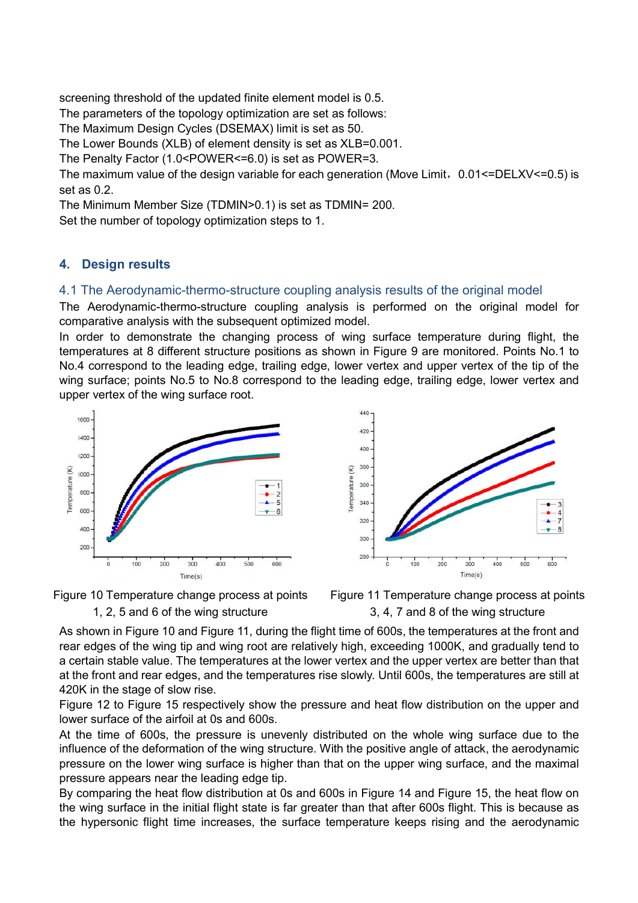screening threshold of the updated finite element model is 0.5.

The parameters of the topology optimization are set as follows:

The Maximum Design Cycles (DSEMAX) limit is set as 50.

The Lower Bounds (XLB) of element density is set as XLB=0.001.

The Penalty Factor (1.0<POWER<=6.0) is set as POWER=3.

The maximum value of the design variable for each generation (Move Limit，0.01<=DELXV<=0.5) is set as 0.2.

The Minimum Member Size (TDMIN>0.1) is set as TDMIN= 200.

Set the number of topology optimization steps to 1.

## 4. Design results

### 4.1 The Aerodynamic-thermo-structure coupling analysis results of the original model

The Aerodynamic-thermo-structure coupling analysis is performed on the original model for comparative analysis with the subsequent optimized model.

In order to demonstrate the changing process of wing surface temperature during flight, the temperatures at 8 different structure positions as shown in Figure 9 are monitored. Points No.1 to No.4 correspond to the leading edge, trailing edge, lower vertex and upper vertex of the tip of the wing surface; points No.5 to No.8 correspond to the leading edge, trailing edge, lower vertex and upper vertex of the wing surface root.

Figure 10 Temperature change process at points 1, 2, 5 and 6 of the wing structure

Figure 11 Temperature change process at points 3, 4, 7 and 8 of the wing structure

As shown in Figure 10 and Figure 11, during the flight time of 600s, the temperatures at the front and rear edges of the wing tip and wing root are relatively high, exceeding 1000K, and gradually tend to a certain stable value. The temperatures at the lower vertex and the upper vertex are better than that at the front and rear edges, and the temperatures rise slowly. Until 600s, the temperatures are still at 420K in the stage of slow rise.

Figure 12 to Figure 15 respectively show the pressure and heat flow distribution on the upper and lower surface of the airfoil at 0s and 600s.

At the time of 600s, the pressure is unevenly distributed on the whole wing surface due to the influence of the deformation of the wing structure. With the positive angle of attack, the aerodynamic pressure on the lower wing surface is higher than that on the upper wing surface, and the maximal pressure appears near the leading edge tip.

By comparing the heat flow distribution at 0s and 600s in Figure 14 and Figure 15, the heat flow on the wing surface in the initial flight state is far greater than that after 600s flight. This is because as the hypersonic flight time increases, the surface temperature keeps rising and the aerodynamic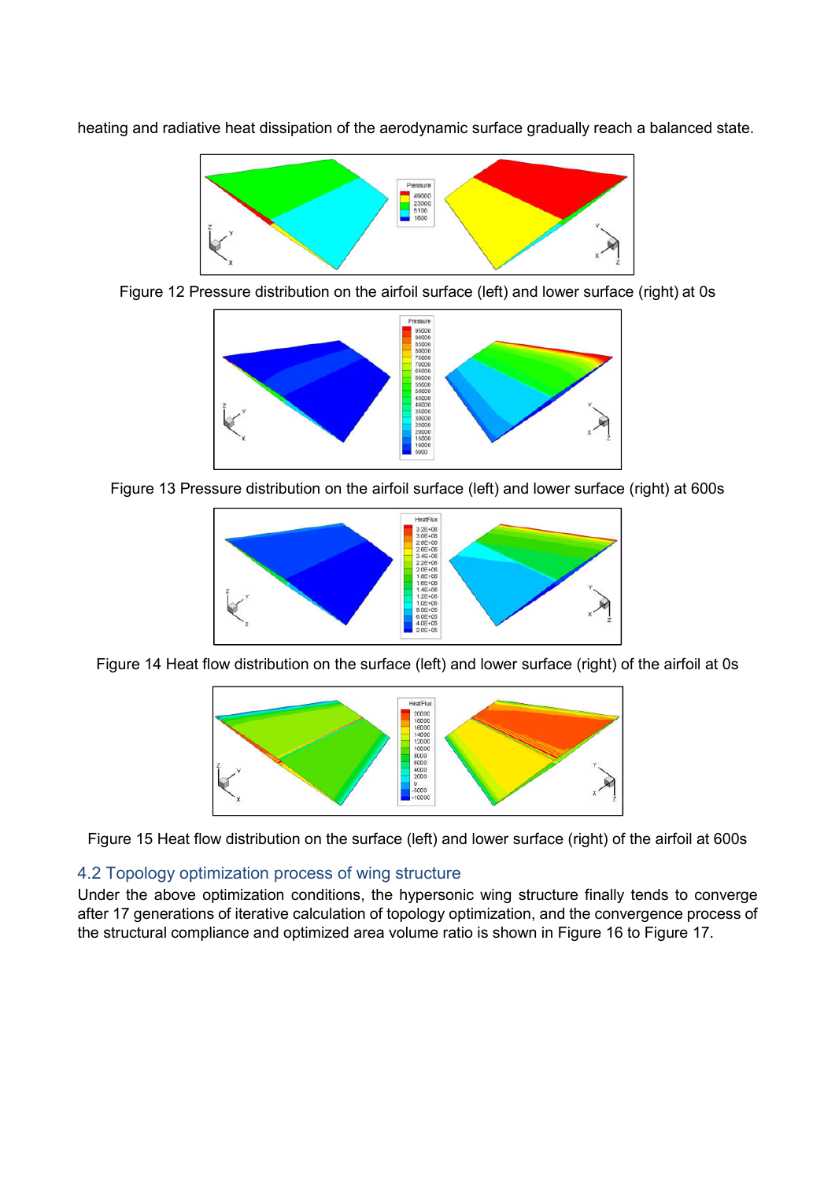heating and radiative heat dissipation of the aerodynamic surface gradually reach a balanced state.

Figure 12 Pressure distribution on the airfoil surface (left) and lower surface (right) at 0s

Figure 13 Pressure distribution on the airfoil surface (left) and lower surface (right) at 600s

Figure 14 Heat flow distribution on the surface (left) and lower surface (right) of the airfoil at 0s

Figure 15 Heat flow distribution on the surface (left) and lower surface (right) of the airfoil at 600s

## 4.2 Topology optimization process of wing structure

Under the above optimization conditions, the hypersonic wing structure finally tends to converge after 17 generations of iterative calculation of topology optimization, and the convergence process of the structural compliance and optimized area volume ratio is shown in Figure 16 to Figure 17.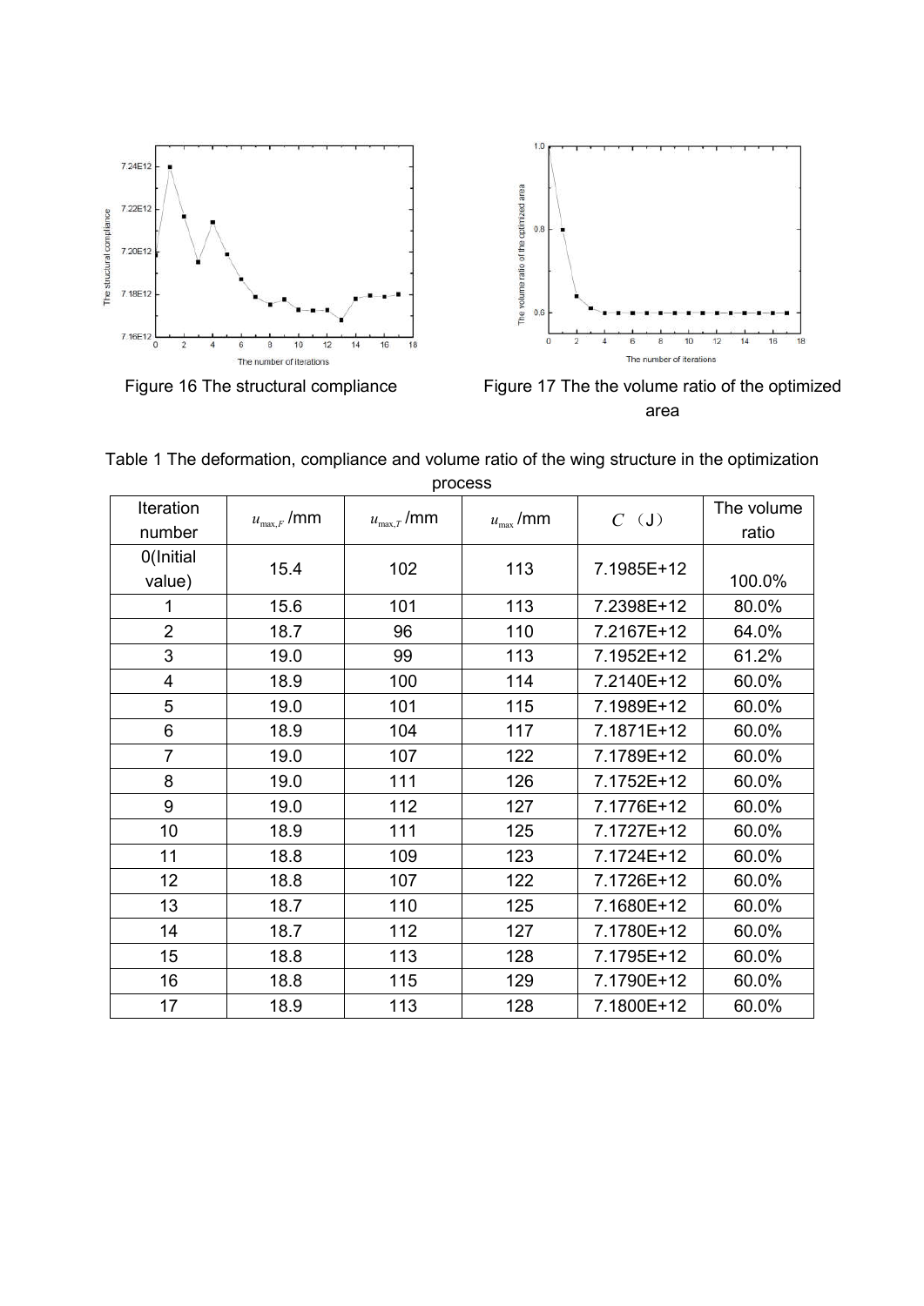Figure 16 The structural compliance

Figure 17 The the volume ratio of the optimized area

Table 1 The deformation, compliance and volume ratio of the wing structure in the optimization process

| Iteration number | $u_{\max,F}$ /mm | $u_{\max,T}$ /mm | $u_{\max}$ /mm | $C$ （J） | The volume ratio |
|---|---|---|---|---|---|
| 0(Initial value) | 15.4 | 102 | 113 | 7.1985E+12 | 100.0% |
| 1 | 15.6 | 101 | 113 | 7.2398E+12 | 80.0% |
| 2 | 18.7 | 96 | 110 | 7.2167E+12 | 64.0% |
| 3 | 19.0 | 99 | 113 | 7.1952E+12 | 61.2% |
| 4 | 18.9 | 100 | 114 | 7.2140E+12 | 60.0% |
| 5 | 19.0 | 101 | 115 | 7.1989E+12 | 60.0% |
| 6 | 18.9 | 104 | 117 | 7.1871E+12 | 60.0% |
| 7 | 19.0 | 107 | 122 | 7.1789E+12 | 60.0% |
| 8 | 19.0 | 111 | 126 | 7.1752E+12 | 60.0% |
| 9 | 19.0 | 112 | 127 | 7.1776E+12 | 60.0% |
| 10 | 18.9 | 111 | 125 | 7.1727E+12 | 60.0% |
| 11 | 18.8 | 109 | 123 | 7.1724E+12 | 60.0% |
| 12 | 18.8 | 107 | 122 | 7.1726E+12 | 60.0% |
| 13 | 18.7 | 110 | 125 | 7.1680E+12 | 60.0% |
| 14 | 18.7 | 112 | 127 | 7.1780E+12 | 60.0% |
| 15 | 18.8 | 113 | 128 | 7.1795E+12 | 60.0% |
| 16 | 18.8 | 115 | 129 | 7.1790E+12 | 60.0% |
| 17 | 18.9 | 113 | 128 | 7.1800E+12 | 60.0% |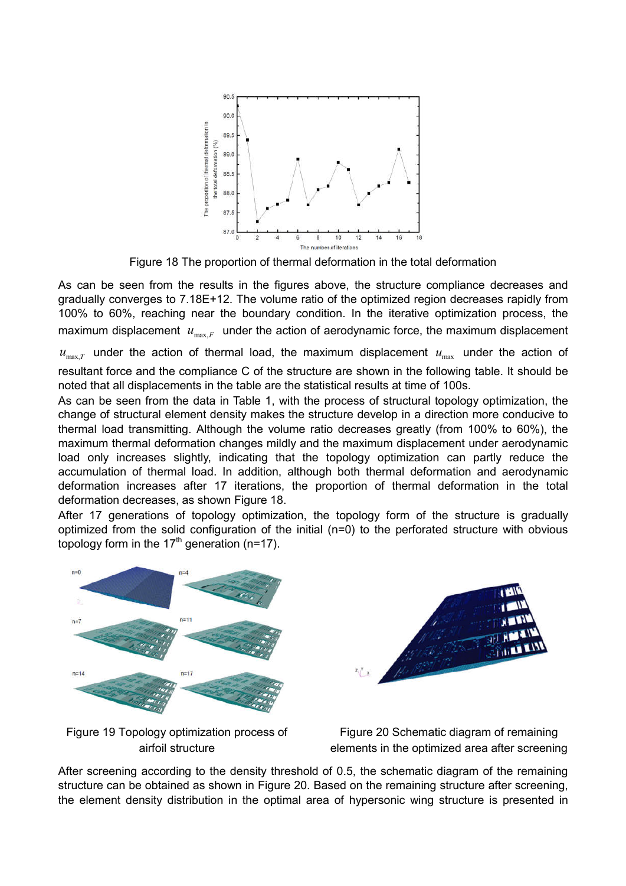Figure 18 The proportion of thermal deformation in the total deformation

As can be seen from the results in the figures above, the structure compliance decreases and gradually converges to 7.18E+12. The volume ratio of the optimized region decreases rapidly from 100% to 60%, reaching near the boundary condition. In the iterative optimization process, the maximum displacement $u_{\max,F}$ under the action of aerodynamic force, the maximum displacement $u_{\max,T}$ under the action of thermal load, the maximum displacement $u_{\max}$ under the action of resultant force and the compliance C of the structure are shown in the following table. It should be noted that all displacements in the table are the statistical results at time of 100s.

As can be seen from the data in Table 1, with the process of structural topology optimization, the change of structural element density makes the structure develop in a direction more conducive to thermal load transmitting. Although the volume ratio decreases greatly (from 100% to 60%), the maximum thermal deformation changes mildly and the maximum displacement under aerodynamic load only increases slightly, indicating that the topology optimization can partly reduce the accumulation of thermal load. In addition, although both thermal deformation and aerodynamic deformation increases after 17 iterations, the proportion of thermal deformation in the total deformation decreases, as shown Figure 18.

After 17 generations of topology optimization, the topology form of the structure is gradually optimized from the solid configuration of the initial (n=0) to the perforated structure with obvious topology form in the 17th generation (n=17).

Figure 19 Topology optimization process of airfoil structure

Figure 20 Schematic diagram of remaining elements in the optimized area after screening

After screening according to the density threshold of 0.5, the schematic diagram of the remaining structure can be obtained as shown in Figure 20. Based on the remaining structure after screening, the element density distribution in the optimal area of hypersonic wing structure is presented in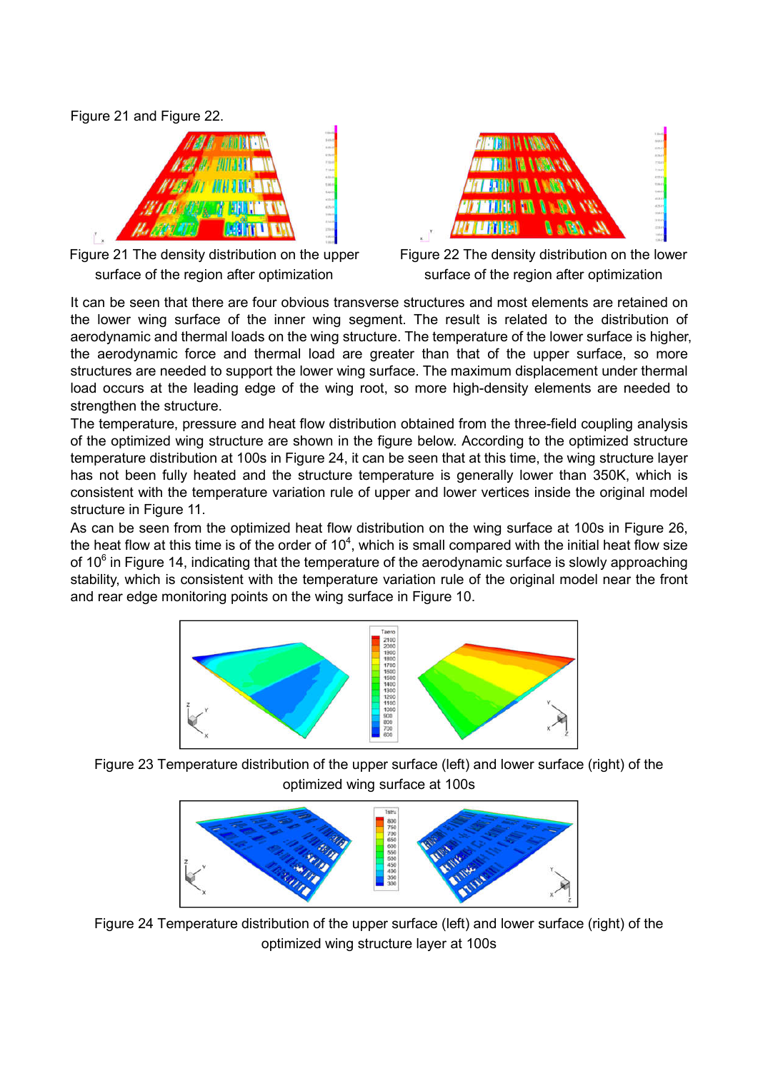Figure 21 and Figure 22.

Figure 21 The density distribution on the upper surface of the region after optimization

Figure 22 The density distribution on the lower surface of the region after optimization

It can be seen that there are four obvious transverse structures and most elements are retained on the lower wing surface of the inner wing segment. The result is related to the distribution of aerodynamic and thermal loads on the wing structure. The temperature of the lower surface is higher, the aerodynamic force and thermal load are greater than that of the upper surface, so more structures are needed to support the lower wing surface. The maximum displacement under thermal load occurs at the leading edge of the wing root, so more high-density elements are needed to strengthen the structure.

The temperature, pressure and heat flow distribution obtained from the three-field coupling analysis of the optimized wing structure are shown in the figure below. According to the optimized structure temperature distribution at 100s in Figure 24, it can be seen that at this time, the wing structure layer has not been fully heated and the structure temperature is generally lower than 350K, which is consistent with the temperature variation rule of upper and lower vertices inside the original model structure in Figure 11.

As can be seen from the optimized heat flow distribution on the wing surface at 100s in Figure 26, the heat flow at this time is of the order of $10^4$, which is small compared with the initial heat flow size of $10^6$ in Figure 14, indicating that the temperature of the aerodynamic surface is slowly approaching stability, which is consistent with the temperature variation rule of the original model near the front and rear edge monitoring points on the wing surface in Figure 10.

Figure 23 Temperature distribution of the upper surface (left) and lower surface (right) of the optimized wing surface at 100s

Figure 24 Temperature distribution of the upper surface (left) and lower surface (right) of the optimized wing structure layer at 100s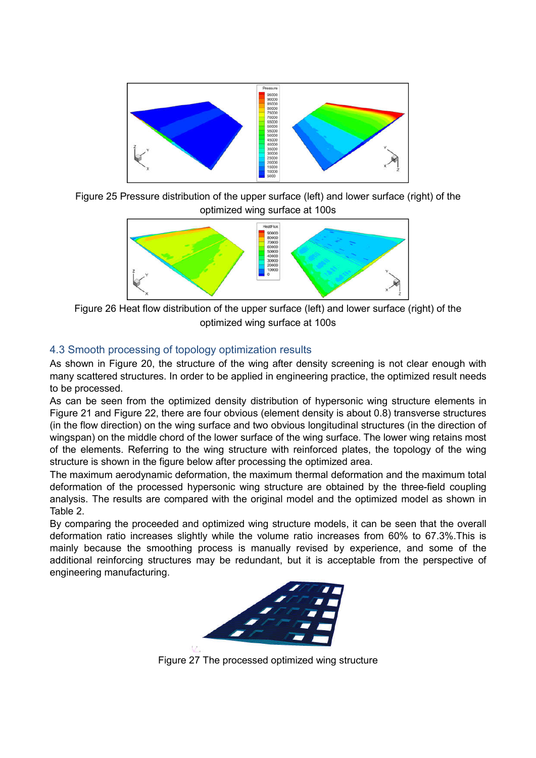Figure 25 Pressure distribution of the upper surface (left) and lower surface (right) of the optimized wing surface at 100s

Figure 26 Heat flow distribution of the upper surface (left) and lower surface (right) of the optimized wing surface at 100s

### 4.3 Smooth processing of topology optimization results

As shown in Figure 20, the structure of the wing after density screening is not clear enough with many scattered structures. In order to be applied in engineering practice, the optimized result needs to be processed.

As can be seen from the optimized density distribution of hypersonic wing structure elements in Figure 21 and Figure 22, there are four obvious (element density is about 0.8) transverse structures (in the flow direction) on the wing surface and two obvious longitudinal structures (in the direction of wingspan) on the middle chord of the lower surface of the wing surface. The lower wing retains most of the elements. Referring to the wing structure with reinforced plates, the topology of the wing structure is shown in the figure below after processing the optimized area.

The maximum aerodynamic deformation, the maximum thermal deformation and the maximum total deformation of the processed hypersonic wing structure are obtained by the three-field coupling analysis. The results are compared with the original model and the optimized model as shown in Table 2.

By comparing the proceeded and optimized wing structure models, it can be seen that the overall deformation ratio increases slightly while the volume ratio increases from 60% to 67.3%.This is mainly because the smoothing process is manually revised by experience, and some of the additional reinforcing structures may be redundant, but it is acceptable from the perspective of engineering manufacturing.

Figure 27 The processed optimized wing structure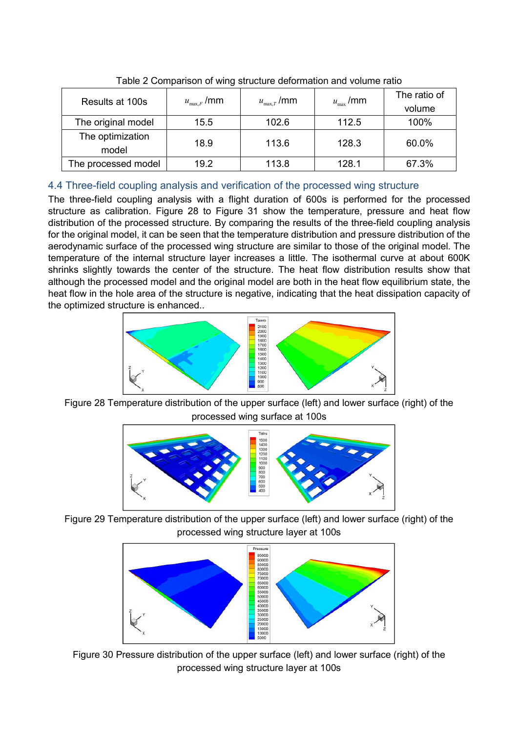Table 2 Comparison of wing structure deformation and volume ratio

| Results at 100s | $u_{\max,F}$ /mm | $u_{\max,T}$ /mm | $u_{\max}$ /mm | The ratio of volume |
|---|---|---|---|---|
| The original model | 15.5 | 102.6 | 112.5 | 100% |
| The optimization model | 18.9 | 113.6 | 128.3 | 60.0% |
| The processed model | 19.2 | 113.8 | 128.1 | 67.3% |

## 4.4 Three-field coupling analysis and verification of the processed wing structure

The three-field coupling analysis with a flight duration of 600s is performed for the processed structure as calibration. Figure 28 to Figure 31 show the temperature, pressure and heat flow distribution of the processed structure. By comparing the results of the three-field coupling analysis for the original model, it can be seen that the temperature distribution and pressure distribution of the aerodynamic surface of the processed wing structure are similar to those of the original model. The temperature of the internal structure layer increases a little. The isothermal curve at about 600K shrinks slightly towards the center of the structure. The heat flow distribution results show that although the processed model and the original model are both in the heat flow equilibrium state, the heat flow in the hole area of the structure is negative, indicating that the heat dissipation capacity of the optimized structure is enhanced..

Figure 28 Temperature distribution of the upper surface (left) and lower surface (right) of the processed wing surface at 100s

Figure 29 Temperature distribution of the upper surface (left) and lower surface (right) of the processed wing structure layer at 100s

Figure 30 Pressure distribution of the upper surface (left) and lower surface (right) of the processed wing structure layer at 100s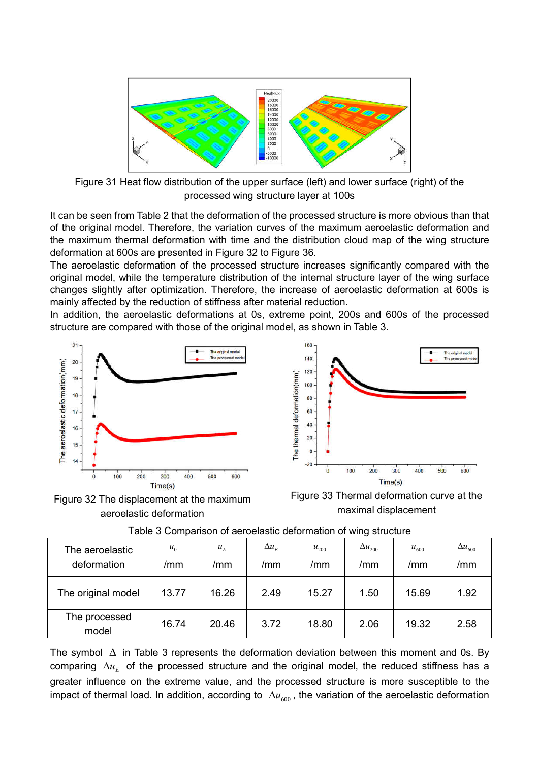Figure 31 Heat flow distribution of the upper surface (left) and lower surface (right) of the processed wing structure layer at 100s

It can be seen from Table 2 that the deformation of the processed structure is more obvious than that of the original model. Therefore, the variation curves of the maximum aeroelastic deformation and the maximum thermal deformation with time and the distribution cloud map of the wing structure deformation at 600s are presented in Figure 32 to Figure 36.

The aeroelastic deformation of the processed structure increases significantly compared with the original model, while the temperature distribution of the internal structure layer of the wing surface changes slightly after optimization. Therefore, the increase of aeroelastic deformation at 600s is mainly affected by the reduction of stiffness after material reduction.

In addition, the aeroelastic deformations at 0s, extreme point, 200s and 600s of the processed structure are compared with those of the original model, as shown in Table 3.

Figure 32 The displacement at the maximum aeroelastic deformation

Figure 33 Thermal deformation curve at the maximal displacement

Table 3 Comparison of aeroelastic deformation of wing structure

| The aeroelastic deformation | $u_0$ /mm | $u_E$ /mm | $\Delta u_E$ /mm | $u_{200}$ /mm | $\Delta u_{200}$ /mm | $u_{600}$ /mm | $\Delta u_{600}$ /mm |
|---|---|---|---|---|---|---|---|
| The original model | 13.77 | 16.26 | 2.49 | 15.27 | 1.50 | 15.69 | 1.92 |
| The processed model | 16.74 | 20.46 | 3.72 | 18.80 | 2.06 | 19.32 | 2.58 |

The symbol $\Delta$ in Table 3 represents the deformation deviation between this moment and 0s. By comparing $\Delta u_E$ of the processed structure and the original model, the reduced stiffness has a greater influence on the extreme value, and the processed structure is more susceptible to the impact of thermal load. In addition, according to $\Delta u_{600}$, the variation of the aeroelastic deformation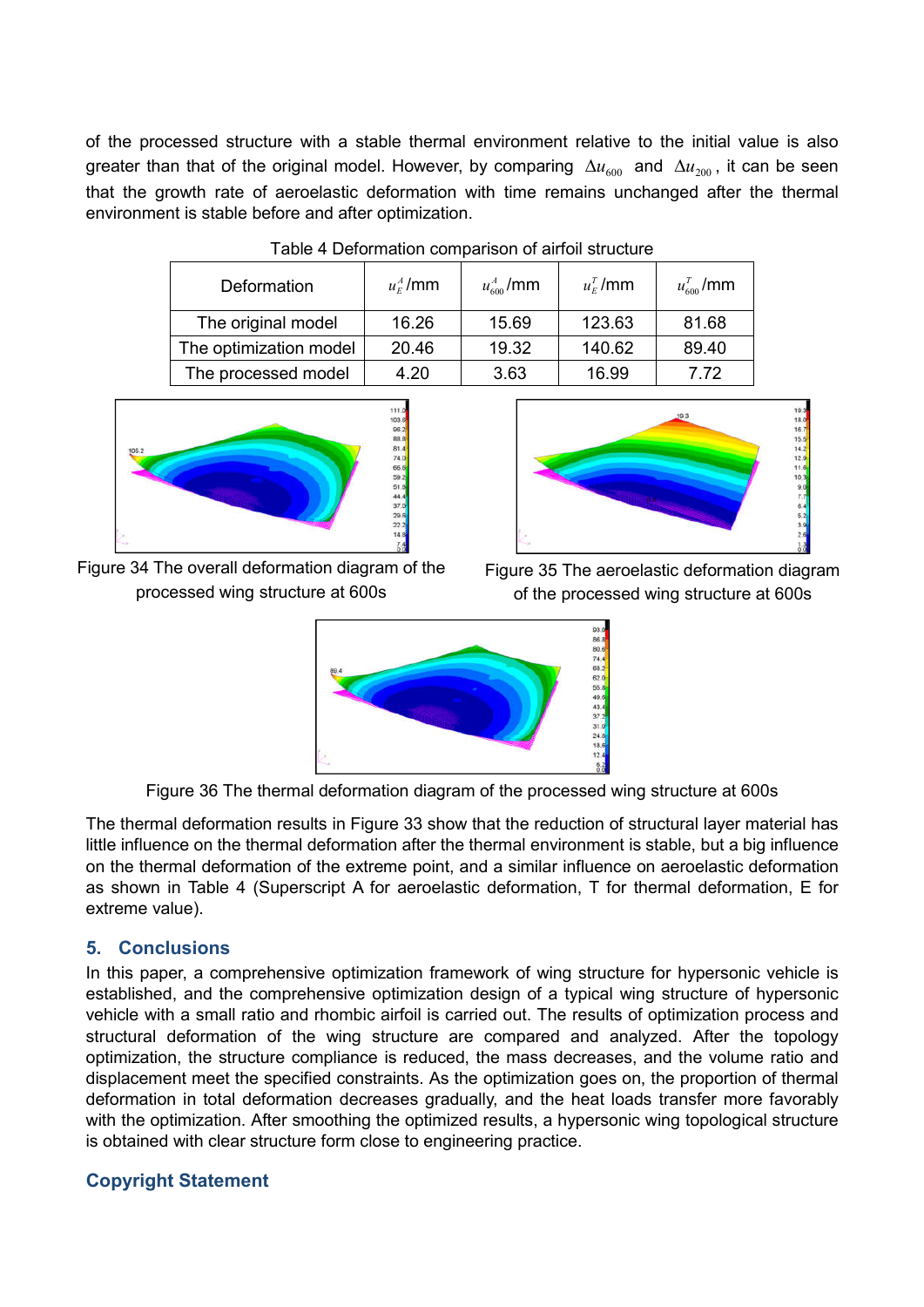of the processed structure with a stable thermal environment relative to the initial value is also greater than that of the original model. However, by comparing $\Delta u_{600}$ and $\Delta u_{200}$, it can be seen that the growth rate of aeroelastic deformation with time remains unchanged after the thermal environment is stable before and after optimization.

Table 4 Deformation comparison of airfoil structure

| Deformation | $u_E^A$/mm | $u_{600}^A$/mm | $u_E^T$/mm | $u_{600}^T$/mm |
|---|---|---|---|---|
| The original model | 16.26 | 15.69 | 123.63 | 81.68 |
| The optimization model | 20.46 | 19.32 | 140.62 | 89.40 |
| The processed model | 4.20 | 3.63 | 16.99 | 7.72 |

Figure 34 The overall deformation diagram of the processed wing structure at 600s

Figure 35 The aeroelastic deformation diagram of the processed wing structure at 600s

Figure 36 The thermal deformation diagram of the processed wing structure at 600s

The thermal deformation results in Figure 33 show that the reduction of structural layer material has little influence on the thermal deformation after the thermal environment is stable, but a big influence on the thermal deformation of the extreme point, and a similar influence on aeroelastic deformation as shown in Table 4 (Superscript A for aeroelastic deformation, T for thermal deformation, E for extreme value).

## 5. Conclusions

In this paper, a comprehensive optimization framework of wing structure for hypersonic vehicle is established, and the comprehensive optimization design of a typical wing structure of hypersonic vehicle with a small ratio and rhombic airfoil is carried out. The results of optimization process and structural deformation of the wing structure are compared and analyzed. After the topology optimization, the structure compliance is reduced, the mass decreases, and the volume ratio and displacement meet the specified constraints. As the optimization goes on, the proportion of thermal deformation in total deformation decreases gradually, and the heat loads transfer more favorably with the optimization. After smoothing the optimized results, a hypersonic wing topological structure is obtained with clear structure form close to engineering practice.

## Copyright Statement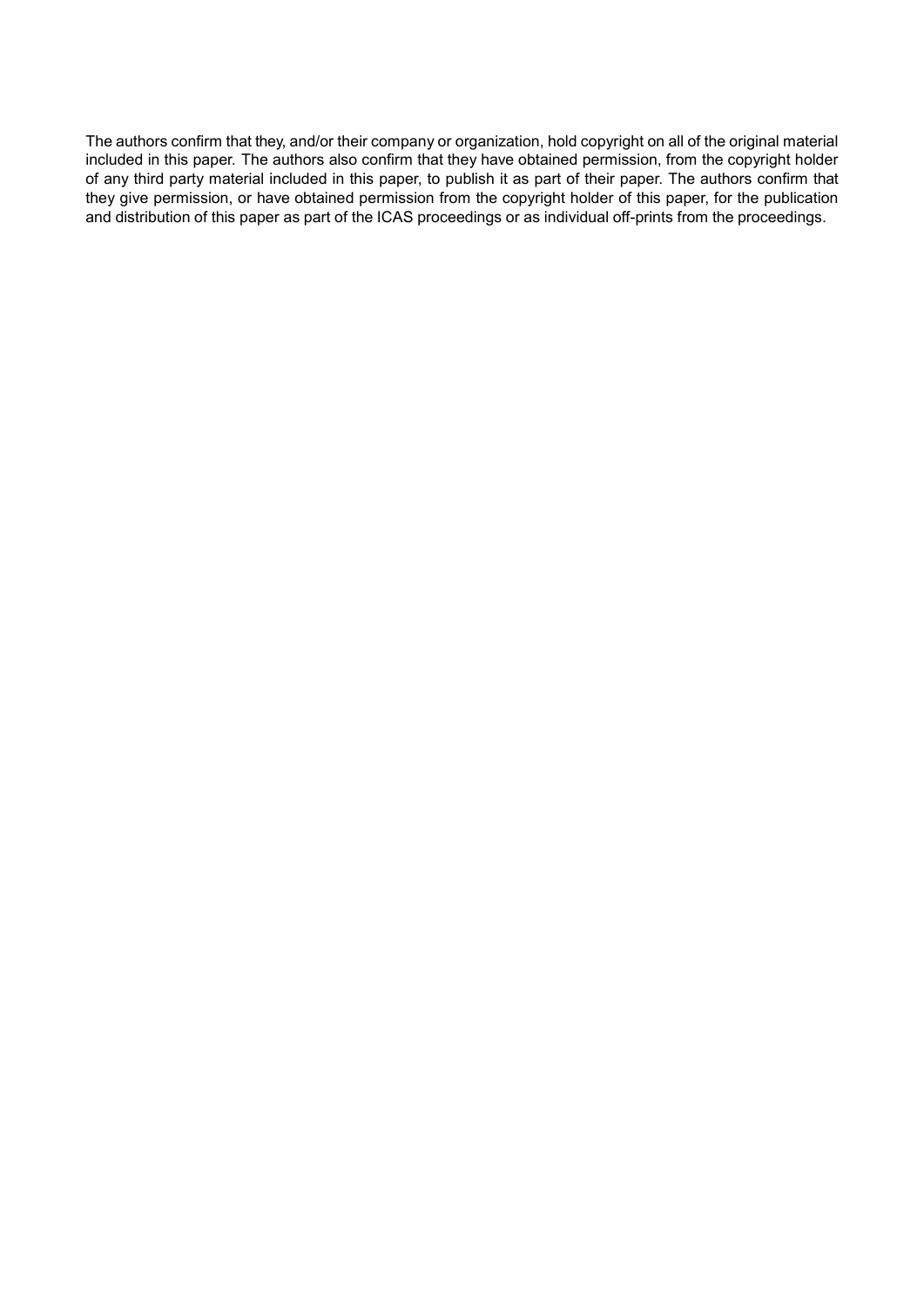The authors confirm that they, and/or their company or organization, hold copyright on all of the original material included in this paper. The authors also confirm that they have obtained permission, from the copyright holder of any third party material included in this paper, to publish it as part of their paper. The authors confirm that they give permission, or have obtained permission from the copyright holder of this paper, for the publication and distribution of this paper as part of the ICAS proceedings or as individual off-prints from the proceedings.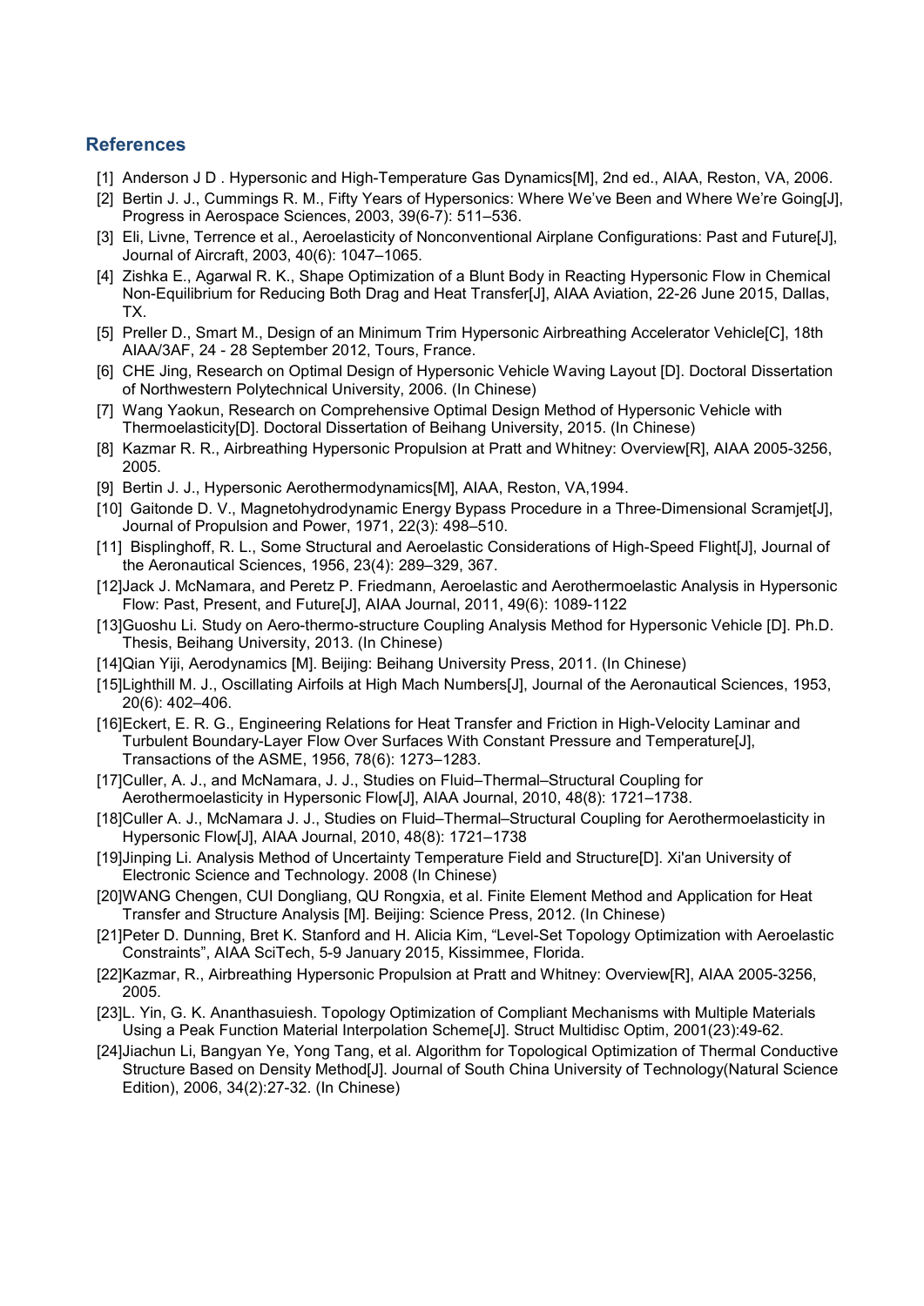## References

[1] Anderson J D . Hypersonic and High-Temperature Gas Dynamics[M], 2nd ed., AIAA, Reston, VA, 2006.

[2] Bertin J. J., Cummings R. M., Fifty Years of Hypersonics: Where We've Been and Where We're Going[J], Progress in Aerospace Sciences, 2003, 39(6-7): 511–536.

[3] Eli, Livne, Terrence et al., Aeroelasticity of Nonconventional Airplane Configurations: Past and Future[J], Journal of Aircraft, 2003, 40(6): 1047–1065.

[4] Zishka E., Agarwal R. K., Shape Optimization of a Blunt Body in Reacting Hypersonic Flow in Chemical Non-Equilibrium for Reducing Both Drag and Heat Transfer[J], AIAA Aviation, 22-26 June 2015, Dallas, TX.

[5] Preller D., Smart M., Design of an Minimum Trim Hypersonic Airbreathing Accelerator Vehicle[C], 18th AIAA/3AF, 24 - 28 September 2012, Tours, France.

[6] CHE Jing, Research on Optimal Design of Hypersonic Vehicle Waving Layout [D]. Doctoral Dissertation of Northwestern Polytechnical University, 2006. (In Chinese)

[7] Wang Yaokun, Research on Comprehensive Optimal Design Method of Hypersonic Vehicle with Thermoelasticity[D]. Doctoral Dissertation of Beihang University, 2015. (In Chinese)

[8] Kazmar R. R., Airbreathing Hypersonic Propulsion at Pratt and Whitney: Overview[R], AIAA 2005-3256, 2005.

[9] Bertin J. J., Hypersonic Aerothermodynamics[M], AIAA, Reston, VA,1994.

[10] Gaitonde D. V., Magnetohydrodynamic Energy Bypass Procedure in a Three-Dimensional Scramjet[J], Journal of Propulsion and Power, 1971, 22(3): 498–510.

[11] Bisplinghoff, R. L., Some Structural and Aeroelastic Considerations of High-Speed Flight[J], Journal of the Aeronautical Sciences, 1956, 23(4): 289–329, 367.

[12]Jack J. McNamara, and Peretz P. Friedmann, Aeroelastic and Aerothermoelastic Analysis in Hypersonic Flow: Past, Present, and Future[J], AIAA Journal, 2011, 49(6): 1089-1122

[13]Guoshu Li. Study on Aero-thermo-structure Coupling Analysis Method for Hypersonic Vehicle [D]. Ph.D. Thesis, Beihang University, 2013. (In Chinese)

[14]Qian Yiji, Aerodynamics [M]. Beijing: Beihang University Press, 2011. (In Chinese)

[15]Lighthill M. J., Oscillating Airfoils at High Mach Numbers[J], Journal of the Aeronautical Sciences, 1953, 20(6): 402–406.

[16]Eckert, E. R. G., Engineering Relations for Heat Transfer and Friction in High-Velocity Laminar and Turbulent Boundary-Layer Flow Over Surfaces With Constant Pressure and Temperature[J], Transactions of the ASME, 1956, 78(6): 1273–1283.

[17]Culler, A. J., and McNamara, J. J., Studies on Fluid–Thermal–Structural Coupling for Aerothermoelasticity in Hypersonic Flow[J], AIAA Journal, 2010, 48(8): 1721–1738.

[18]Culler A. J., McNamara J. J., Studies on Fluid–Thermal–Structural Coupling for Aerothermoelasticity in Hypersonic Flow[J], AIAA Journal, 2010, 48(8): 1721–1738

[19]Jinping Li. Analysis Method of Uncertainty Temperature Field and Structure[D]. Xi'an University of Electronic Science and Technology. 2008 (In Chinese)

[20]WANG Chengen, CUI Dongliang, QU Rongxia, et al. Finite Element Method and Application for Heat Transfer and Structure Analysis [M]. Beijing: Science Press, 2012. (In Chinese)

[21]Peter D. Dunning, Bret K. Stanford and H. Alicia Kim, "Level-Set Topology Optimization with Aeroelastic Constraints", AIAA SciTech, 5-9 January 2015, Kissimmee, Florida.

[22]Kazmar, R., Airbreathing Hypersonic Propulsion at Pratt and Whitney: Overview[R], AIAA 2005-3256, 2005.

[23]L. Yin, G. K. Ananthasuiesh. Topology Optimization of Compliant Mechanisms with Multiple Materials Using a Peak Function Material Interpolation Scheme[J]. Struct Multidisc Optim, 2001(23):49-62.

[24]Jiachun Li, Bangyan Ye, Yong Tang, et al. Algorithm for Topological Optimization of Thermal Conductive Structure Based on Density Method[J]. Journal of South China University of Technology(Natural Science Edition), 2006, 34(2):27-32. (In Chinese)